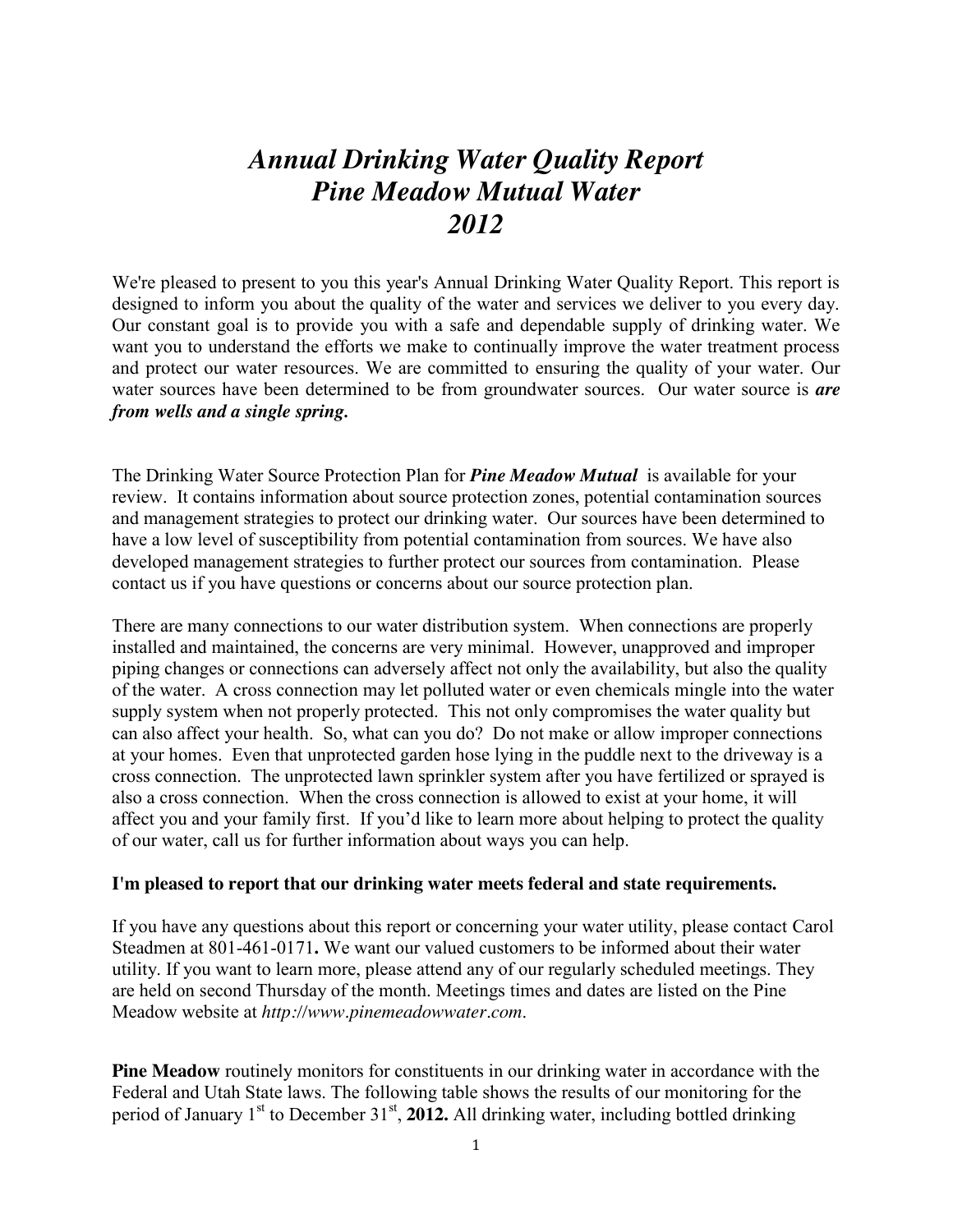# *Annual Drinking Water Quality Report*
# *Pine Meadow Mutual Water*
# *2012*

We're pleased to present to you this year's Annual Drinking Water Quality Report. This report is designed to inform you about the quality of the water and services we deliver to you every day. Our constant goal is to provide you with a safe and dependable supply of drinking water. We want you to understand the efforts we make to continually improve the water treatment process and protect our water resources. We are committed to ensuring the quality of your water. Our water sources have been determined to be from groundwater sources. Our water source is ***are from wells and a single spring.***

The Drinking Water Source Protection Plan for ***Pine Meadow Mutual*** is available for your review. It contains information about source protection zones, potential contamination sources and management strategies to protect our drinking water. Our sources have been determined to have a low level of susceptibility from potential contamination from sources. We have also developed management strategies to further protect our sources from contamination. Please contact us if you have questions or concerns about our source protection plan.

There are many connections to our water distribution system. When connections are properly installed and maintained, the concerns are very minimal. However, unapproved and improper piping changes or connections can adversely affect not only the availability, but also the quality of the water. A cross connection may let polluted water or even chemicals mingle into the water supply system when not properly protected. This not only compromises the water quality but can also affect your health. So, what can you do? Do not make or allow improper connections at your homes. Even that unprotected garden hose lying in the puddle next to the driveway is a cross connection. The unprotected lawn sprinkler system after you have fertilized or sprayed is also a cross connection. When the cross connection is allowed to exist at your home, it will affect you and your family first. If you'd like to learn more about helping to protect the quality of our water, call us for further information about ways you can help.

**I'm pleased to report that our drinking water meets federal and state requirements.**

If you have any questions about this report or concerning your water utility, please contact Carol Steadmen at 801-461-0171**.** We want our valued customers to be informed about their water utility. If you want to learn more, please attend any of our regularly scheduled meetings. They are held on second Thursday of the month. Meetings times and dates are listed on the Pine Meadow website at *http://www.pinemeadowwater.com*.

**Pine Meadow** routinely monitors for constituents in our drinking water in accordance with the Federal and Utah State laws. The following table shows the results of our monitoring for the period of January 1st to December 31st, **2012.** All drinking water, including bottled drinking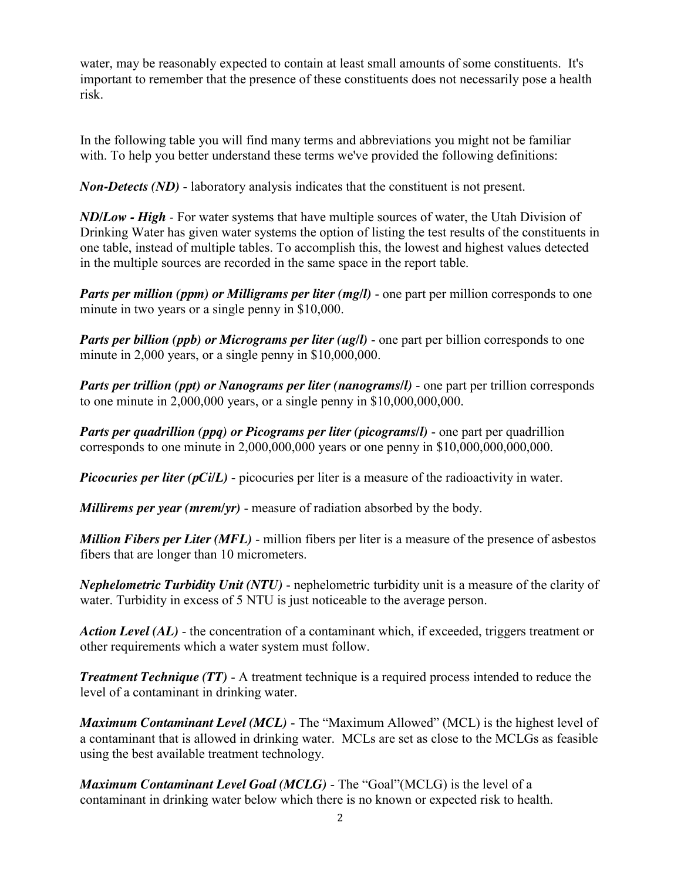water, may be reasonably expected to contain at least small amounts of some constituents. It's important to remember that the presence of these constituents does not necessarily pose a health risk.

In the following table you will find many terms and abbreviations you might not be familiar with. To help you better understand these terms we've provided the following definitions:

***Non-Detects (ND)*** - laboratory analysis indicates that the constituent is not present.

***ND/Low - High*** - For water systems that have multiple sources of water, the Utah Division of Drinking Water has given water systems the option of listing the test results of the constituents in one table, instead of multiple tables. To accomplish this, the lowest and highest values detected in the multiple sources are recorded in the same space in the report table.

***Parts per million (ppm) or Milligrams per liter (mg/l)*** - one part per million corresponds to one minute in two years or a single penny in $10,000.

***Parts per billion (ppb) or Micrograms per liter (ug/l)*** - one part per billion corresponds to one minute in 2,000 years, or a single penny in $10,000,000.

***Parts per trillion (ppt) or Nanograms per liter (nanograms/l)*** - one part per trillion corresponds to one minute in 2,000,000 years, or a single penny in $10,000,000,000.

***Parts per quadrillion (ppq) or Picograms per liter (picograms/l)*** - one part per quadrillion corresponds to one minute in 2,000,000,000 years or one penny in $10,000,000,000,000.

***Picocuries per liter (pCi/L)*** - picocuries per liter is a measure of the radioactivity in water.

***Millirems per year (mrem/yr)*** - measure of radiation absorbed by the body.

***Million Fibers per Liter (MFL)*** - million fibers per liter is a measure of the presence of asbestos fibers that are longer than 10 micrometers.

***Nephelometric Turbidity Unit (NTU)*** - nephelometric turbidity unit is a measure of the clarity of water. Turbidity in excess of 5 NTU is just noticeable to the average person.

***Action Level (AL)*** - the concentration of a contaminant which, if exceeded, triggers treatment or other requirements which a water system must follow.

***Treatment Technique (TT)*** - A treatment technique is a required process intended to reduce the level of a contaminant in drinking water.

***Maximum Contaminant Level (MCL)*** - The "Maximum Allowed" (MCL) is the highest level of a contaminant that is allowed in drinking water. MCLs are set as close to the MCLGs as feasible using the best available treatment technology.

***Maximum Contaminant Level Goal (MCLG)*** - The "Goal"(MCLG) is the level of a contaminant in drinking water below which there is no known or expected risk to health.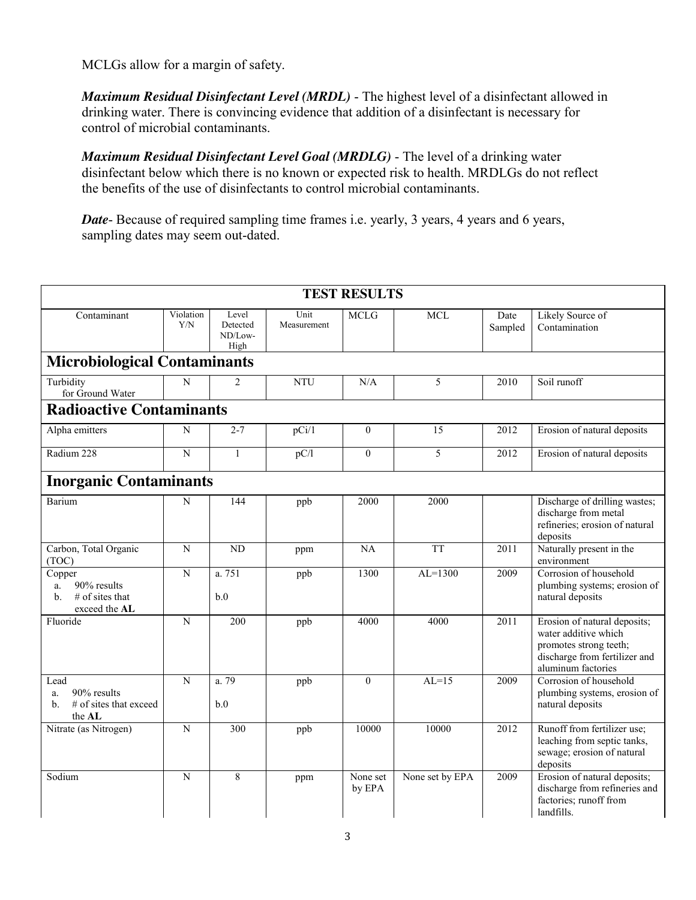MCLGs allow for a margin of safety.

***Maximum Residual Disinfectant Level (MRDL)*** - The highest level of a disinfectant allowed in drinking water. There is convincing evidence that addition of a disinfectant is necessary for control of microbial contaminants.

***Maximum Residual Disinfectant Level Goal (MRDLG)*** - The level of a drinking water disinfectant below which there is no known or expected risk to health. MRDLGs do not reflect the benefits of the use of disinfectants to control microbial contaminants.

***Date***- Because of required sampling time frames i.e. yearly, 3 years, 4 years and 6 years, sampling dates may seem out-dated.

| TEST RESULTS | | | | | | | |
|---|---|---|---|---|---|---|---|
| Contaminant | Violation Y/N | Level Detected ND/Low-High | Unit Measurement | MCLG | MCL | Date Sampled | Likely Source of Contamination |
| **Microbiological Contaminants** | | | | | | | |
| Turbidity for Ground Water | N | 2 | NTU | N/A | 5 | 2010 | Soil runoff |
| **Radioactive Contaminants** | | | | | | | |
| Alpha emitters | N | 2-7 | pCi/1 | 0 | 15 | 2012 | Erosion of natural deposits |
| Radium 228 | N | 1 | pC/l | 0 | 5 | 2012 | Erosion of natural deposits |
| **Inorganic Contaminants** | | | | | | | |
| Barium | N | 144 | ppb | 2000 | 2000 | | Discharge of drilling wastes; discharge from metal refineries; erosion of natural deposits |
| Carbon, Total Organic (TOC) | N | ND | ppm | NA | TT | 2011 | Naturally present in the environment |
| Copper<br>a. 90% results<br>b. # of sites that exceed the **AL** | N | a. 751<br>b.0 | ppb | 1300 | AL=1300 | 2009 | Corrosion of household plumbing systems; erosion of natural deposits |
| Fluoride | N | 200 | ppb | 4000 | 4000 | 2011 | Erosion of natural deposits; water additive which promotes strong teeth; discharge from fertilizer and aluminum factories |
| Lead<br>a. 90% results<br>b. # of sites that exceed the **AL** | N | a. 79<br>b.0 | ppb | 0 | AL=15 | 2009 | Corrosion of household plumbing systems, erosion of natural deposits |
| Nitrate (as Nitrogen) | N | 300 | ppb | 10000 | 10000 | 2012 | Runoff from fertilizer use; leaching from septic tanks, sewage; erosion of natural deposits |
| Sodium | N | 8 | ppm | None set by EPA | None set by EPA | 2009 | Erosion of natural deposits; discharge from refineries and factories; runoff from landfills. |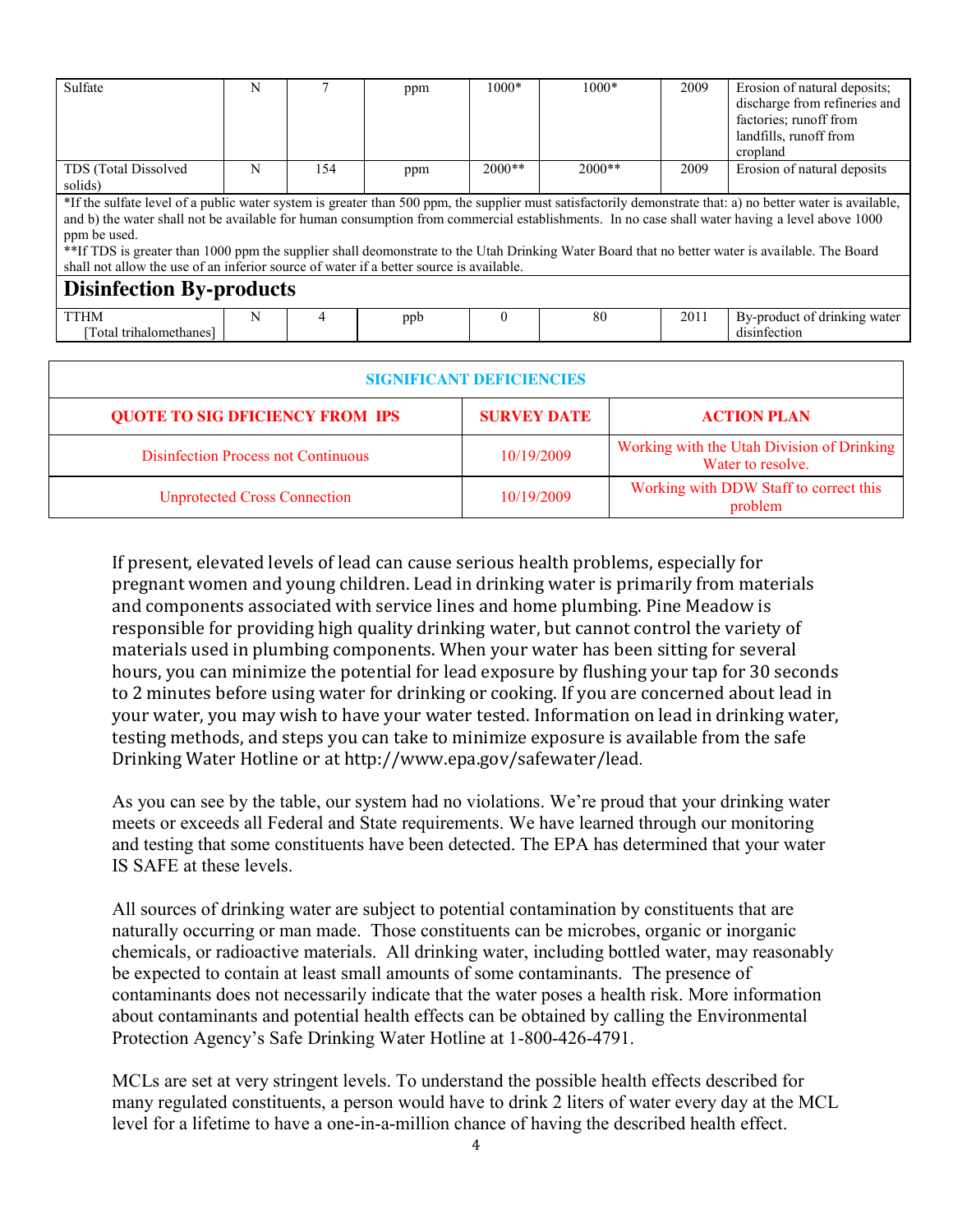| | | | | | | | |
|---|---|---|---|---|---|---|---|
| Sulfate | N | 7 | ppm | 1000* | 1000* | 2009 | Erosion of natural deposits; discharge from refineries and factories; runoff from landfills, runoff from cropland |
| TDS (Total Dissolved solids) | N | 154 | ppm | 2000** | 2000** | 2009 | Erosion of natural deposits |

*If the sulfate level of a public water system is greater than 500 ppm, the supplier must satisfactorily demonstrate that: a) no better water is available, and b) the water shall not be available for human consumption from commercial establishments. In no case shall water having a level above 1000 ppm be used.
**If TDS is greater than 1000 ppm the supplier shall deomonstrate to the Utah Drinking Water Board that no better water is available. The Board shall not allow the use of an inferior source of water if a better source is available.

**Disinfection By-products**

| | | | | | | | |
|---|---|---|---|---|---|---|---|
| TTHM [Total trihalomethanes] | N | 4 | ppb | 0 | 80 | 2011 | By-product of drinking water disinfection |

| SIGNIFICANT DEFICIENCIES | | |
|---|---|---|
| QUOTE TO SIG DFICIENCY FROM IPS | SURVEY DATE | ACTION PLAN |
| Disinfection Process not Continuous | 10/19/2009 | Working with the Utah Division of Drinking Water to resolve. |
| Unprotected Cross Connection | 10/19/2009 | Working with DDW Staff to correct this problem |

If present, elevated levels of lead can cause serious health problems, especially for pregnant women and young children. Lead in drinking water is primarily from materials and components associated with service lines and home plumbing. Pine Meadow is responsible for providing high quality drinking water, but cannot control the variety of materials used in plumbing components. When your water has been sitting for several hours, you can minimize the potential for lead exposure by flushing your tap for 30 seconds to 2 minutes before using water for drinking or cooking. If you are concerned about lead in your water, you may wish to have your water tested. Information on lead in drinking water, testing methods, and steps you can take to minimize exposure is available from the safe Drinking Water Hotline or at http://www.epa.gov/safewater/lead.

As you can see by the table, our system had no violations. We're proud that your drinking water meets or exceeds all Federal and State requirements. We have learned through our monitoring and testing that some constituents have been detected. The EPA has determined that your water IS SAFE at these levels.

All sources of drinking water are subject to potential contamination by constituents that are naturally occurring or man made. Those constituents can be microbes, organic or inorganic chemicals, or radioactive materials. All drinking water, including bottled water, may reasonably be expected to contain at least small amounts of some contaminants. The presence of contaminants does not necessarily indicate that the water poses a health risk. More information about contaminants and potential health effects can be obtained by calling the Environmental Protection Agency's Safe Drinking Water Hotline at 1-800-426-4791.

MCLs are set at very stringent levels. To understand the possible health effects described for many regulated constituents, a person would have to drink 2 liters of water every day at the MCL level for a lifetime to have a one-in-a-million chance of having the described health effect.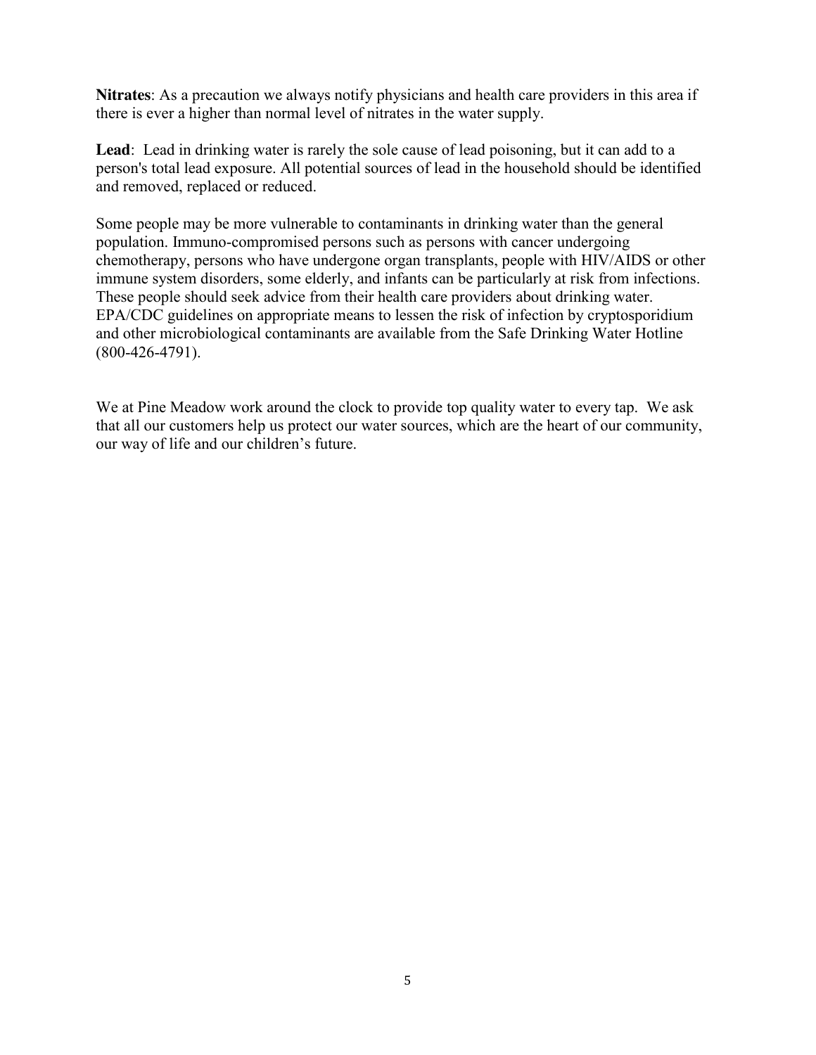**Nitrates**: As a precaution we always notify physicians and health care providers in this area if there is ever a higher than normal level of nitrates in the water supply.

**Lead**: Lead in drinking water is rarely the sole cause of lead poisoning, but it can add to a person's total lead exposure. All potential sources of lead in the household should be identified and removed, replaced or reduced.

Some people may be more vulnerable to contaminants in drinking water than the general population. Immuno-compromised persons such as persons with cancer undergoing chemotherapy, persons who have undergone organ transplants, people with HIV/AIDS or other immune system disorders, some elderly, and infants can be particularly at risk from infections. These people should seek advice from their health care providers about drinking water. EPA/CDC guidelines on appropriate means to lessen the risk of infection by cryptosporidium and other microbiological contaminants are available from the Safe Drinking Water Hotline (800-426-4791).

We at Pine Meadow work around the clock to provide top quality water to every tap. We ask that all our customers help us protect our water sources, which are the heart of our community, our way of life and our children's future.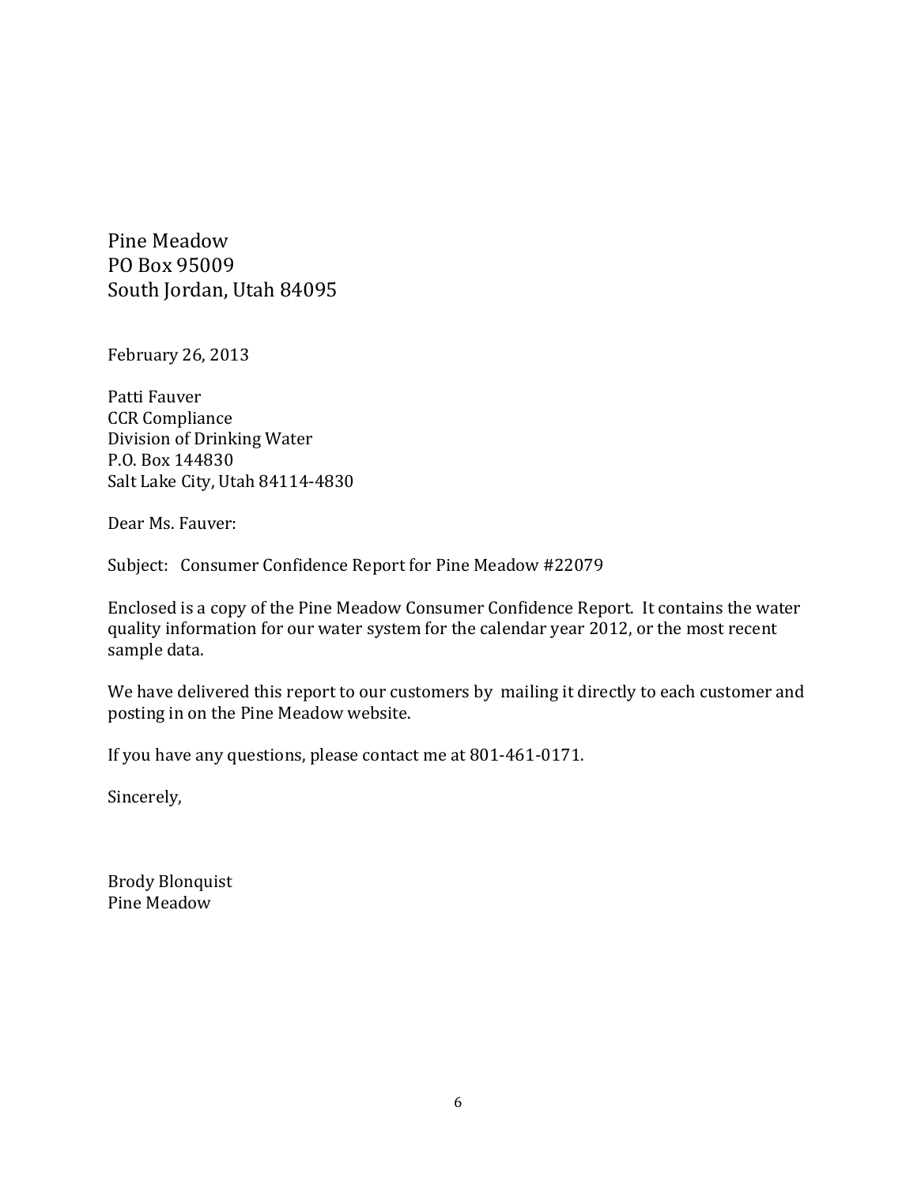Pine Meadow
PO Box 95009
South Jordan, Utah 84095

February 26, 2013

Patti Fauver
CCR Compliance
Division of Drinking Water
P.O. Box 144830
Salt Lake City, Utah 84114-4830

Dear Ms. Fauver:

Subject: Consumer Confidence Report for Pine Meadow #22079

Enclosed is a copy of the Pine Meadow Consumer Confidence Report. It contains the water quality information for our water system for the calendar year 2012, or the most recent sample data.

We have delivered this report to our customers by mailing it directly to each customer and posting in on the Pine Meadow website.

If you have any questions, please contact me at 801-461-0171.

Sincerely,

Brody Blonquist
Pine Meadow